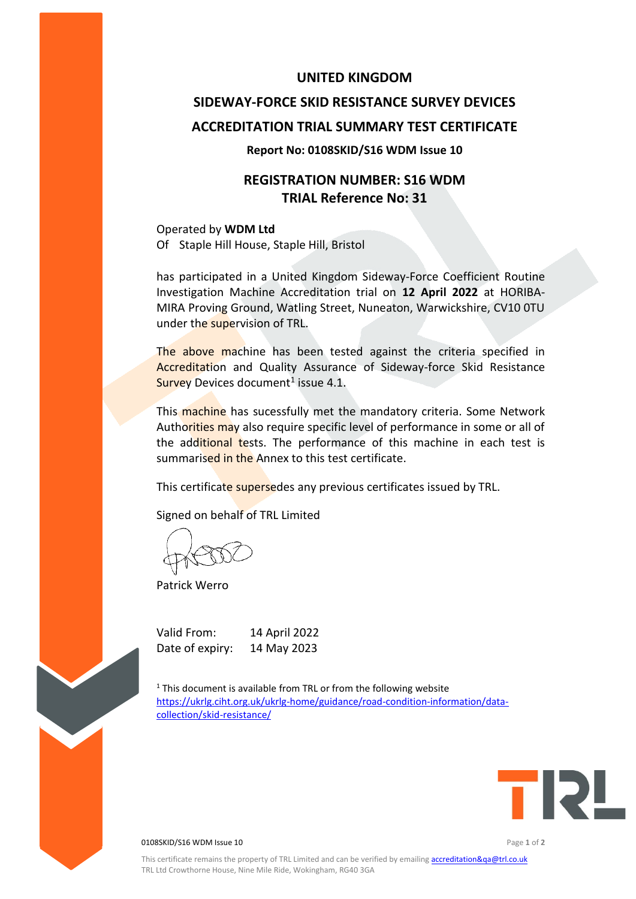# UNITED KINGDOM

# SIDEWAY-FORCE SKID RESISTANCE SURVEY DEVICES

# ACCREDITATION TRIAL SUMMARY TEST CERTIFICATE

**Report No: 0108SKID/S16 WDM Issue 10**

## REGISTRATION NUMBER: S16 WDM
## TRIAL Reference No: 31

Operated by **WDM Ltd**
Of Staple Hill House, Staple Hill, Bristol

has participated in a United Kingdom Sideway-Force Coefficient Routine Investigation Machine Accreditation trial on **12 April 2022** at HORIBA-MIRA Proving Ground, Watling Street, Nuneaton, Warwickshire, CV10 0TU under the supervision of TRL.

The above machine has been tested against the criteria specified in Accreditation and Quality Assurance of Sideway-force Skid Resistance Survey Devices document[1] issue 4.1.

This machine has sucessfully met the mandatory criteria. Some Network Authorities may also require specific level of performance in some or all of the additional tests. The performance of this machine in each test is summarised in the Annex to this test certificate.

This certificate supersedes any previous certificates issued by TRL.

Signed on behalf of TRL Limited

Patrick Werro

Valid From: 14 April 2022
Date of expiry: 14 May 2023

[1] This document is available from TRL or from the following website https://ukrlg.ciht.org.uk/ukrlg-home/guidance/road-condition-information/data-collection/skid-resistance/

This certificate remains the property of TRL Limited and can be verified by emailing accreditation&qa@trl.co.uk
TRL Ltd Crowthorne House, Nine Mile Ride, Wokingham, RG40 3GA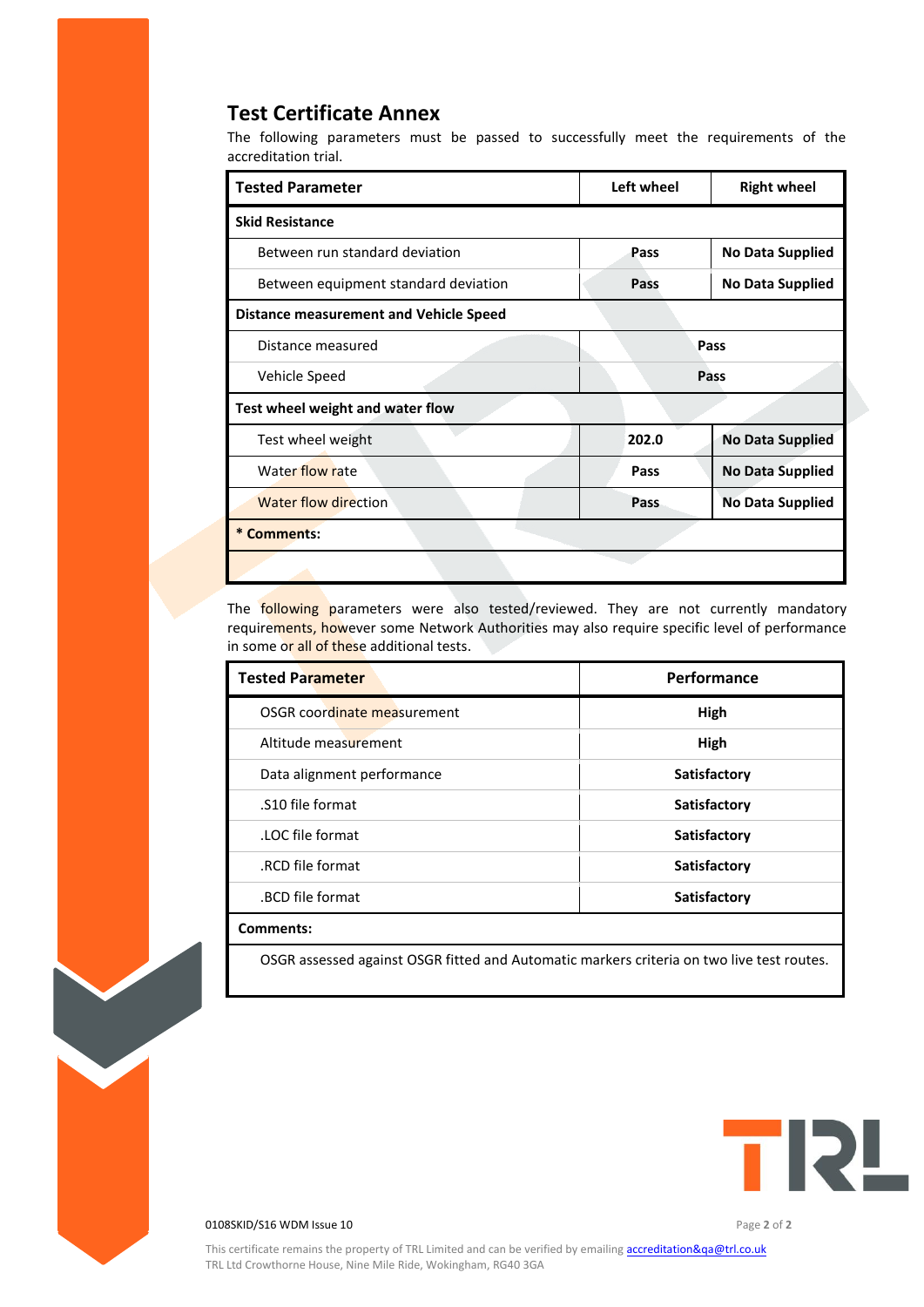## Test Certificate Annex

The following parameters must be passed to successfully meet the requirements of the accreditation trial.

| Tested Parameter | Left wheel | Right wheel |
|---|---|---|
| **Skid Resistance** | | |
| Between run standard deviation | **Pass** | **No Data Supplied** |
| Between equipment standard deviation | **Pass** | **No Data Supplied** |
| **Distance measurement and Vehicle Speed** | | |
| Distance measured | **Pass** | |
| Vehicle Speed | **Pass** | |
| **Test wheel weight and water flow** | | |
| Test wheel weight | **202.0** | **No Data Supplied** |
| Water flow rate | **Pass** | **No Data Supplied** |
| Water flow direction | **Pass** | **No Data Supplied** |
| *** Comments:** | | |

The following parameters were also tested/reviewed. They are not currently mandatory requirements, however some Network Authorities may also require specific level of performance in some or all of these additional tests.

| Tested Parameter | Performance |
|---|---|
| OSGR coordinate measurement | **High** |
| Altitude measurement | **High** |
| Data alignment performance | **Satisfactory** |
| .S10 file format | **Satisfactory** |
| .LOC file format | **Satisfactory** |
| .RCD file format | **Satisfactory** |
| .BCD file format | **Satisfactory** |
| **Comments:** | |
| OSGR assessed against OSGR fitted and Automatic markers criteria on two live test routes. | |

0108SKID/S16 WDM Issue 10

This certificate remains the property of TRL Limited and can be verified by emailing accreditation&qa@trl.co.uk
TRL Ltd Crowthorne House, Nine Mile Ride, Wokingham, RG40 3GA